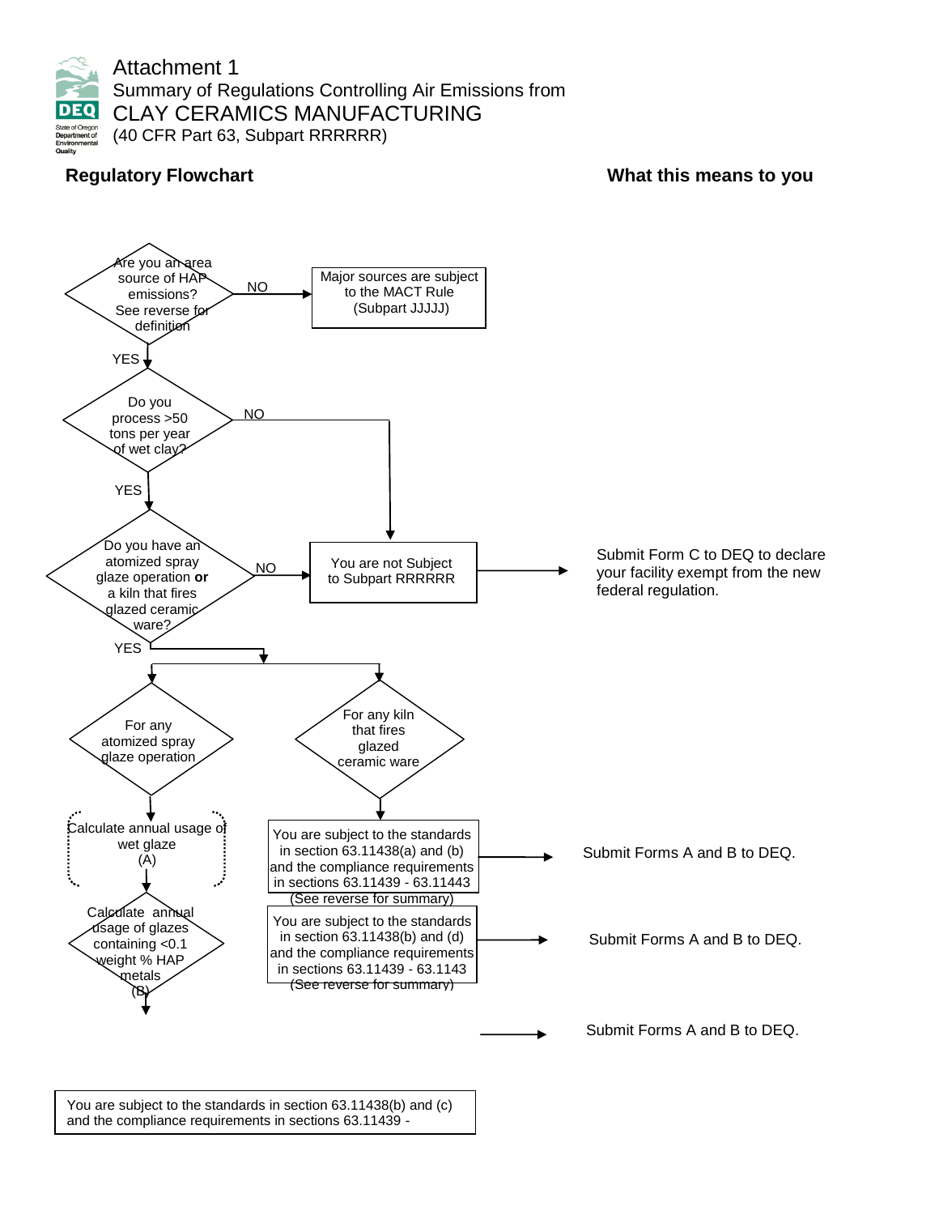# Attachment 1

## Summary of Regulations Controlling Air Emissions from CLAY CERAMICS MANUFACTURING

(40 CFR Part 63, Subpart RRRRRR)

### Regulatory Flowchart

### What this means to you

Are you an area source of HAP emissions? See reverse for definition

NO → Major sources are subject to the MACT Rule (Subpart JJJJJ)

YES ↓

Do you process >50 tons per year of wet clay?

NO → You are not Subject to Subpart RRRRRR

YES ↓

Do you have an atomized spray glaze operation **or** a kiln that fires glazed ceramic ware?

NO → You are not Subject to Subpart RRRRRR → Submit Form C to DEQ to declare your facility exempt from the new federal regulation.

YES ↓

For any atomized spray glaze operation

Calculate annual usage of wet glaze (A)

Calculate annual usage of glazes containing <0.1 weight % HAP metals (B)

For any kiln that fires glazed ceramic ware

You are subject to the standards in section 63.11438(a) and (b) and the compliance requirements in sections 63.11439 - 63.11443 (See reverse for summary) → Submit Forms A and B to DEQ.

You are subject to the standards in section 63.11438(b) and (d) and the compliance requirements in sections 63.11439 - 63.1143 (See reverse for summary) → Submit Forms A and B to DEQ.

→ Submit Forms A and B to DEQ.

You are subject to the standards in section 63.11438(b) and (c) and the compliance requirements in sections 63.11439 -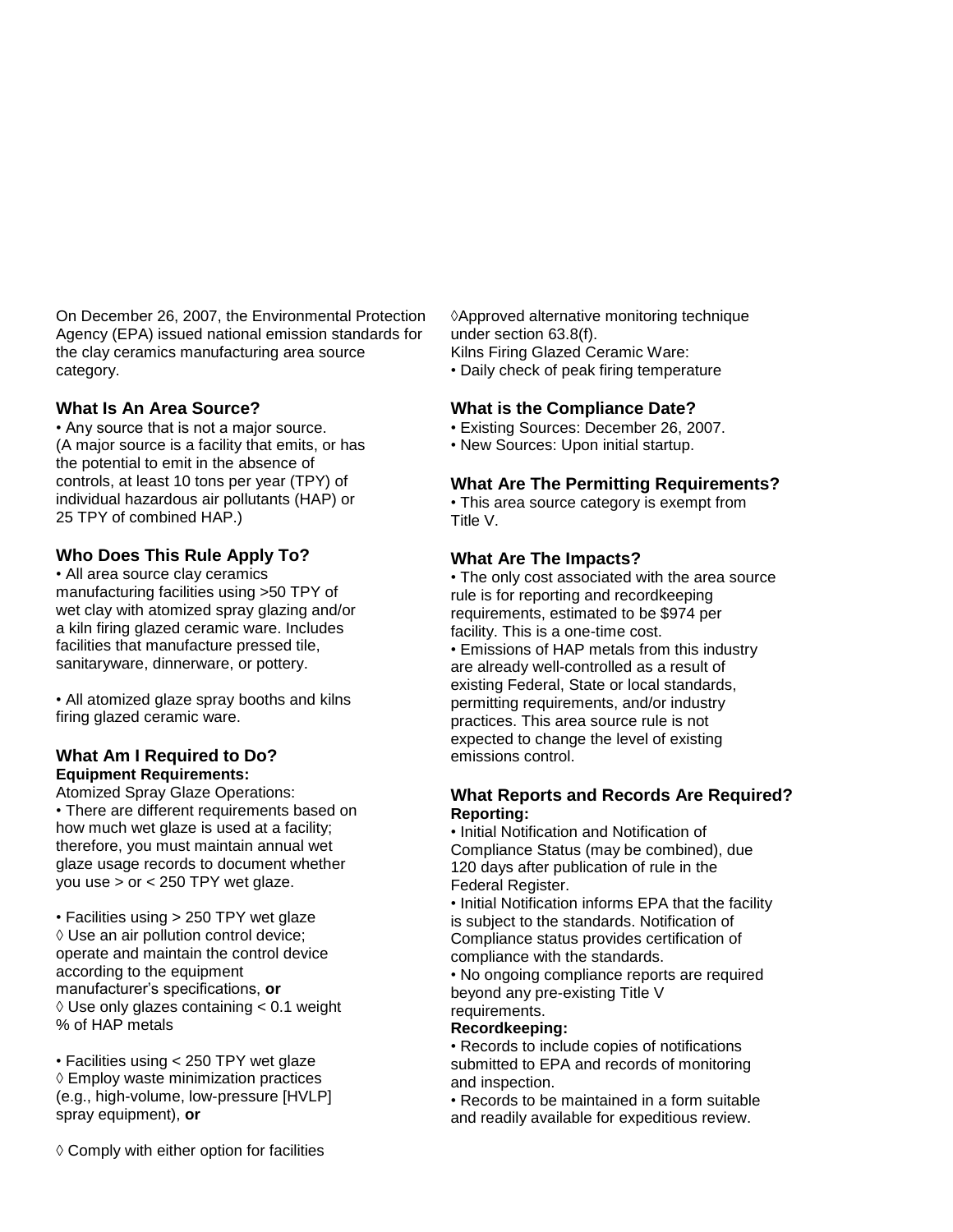On December 26, 2007, the Environmental Protection Agency (EPA) issued national emission standards for the clay ceramics manufacturing area source category.

### What Is An Area Source?

• Any source that is not a major source. (A major source is a facility that emits, or has the potential to emit in the absence of controls, at least 10 tons per year (TPY) of individual hazardous air pollutants (HAP) or 25 TPY of combined HAP.)

### Who Does This Rule Apply To?

• All area source clay ceramics manufacturing facilities using >50 TPY of wet clay with atomized spray glazing and/or a kiln firing glazed ceramic ware. Includes facilities that manufacture pressed tile, sanitaryware, dinnerware, or pottery.

• All atomized glaze spray booths and kilns firing glazed ceramic ware.

### What Am I Required to Do?

**Equipment Requirements:**

Atomized Spray Glaze Operations:

• There are different requirements based on how much wet glaze is used at a facility; therefore, you must maintain annual wet glaze usage records to document whether you use > or < 250 TPY wet glaze.

• Facilities using > 250 TPY wet glaze

◊ Use an air pollution control device; operate and maintain the control device according to the equipment manufacturer's specifications, **or**

◊ Use only glazes containing < 0.1 weight % of HAP metals

• Facilities using < 250 TPY wet glaze

◊ Employ waste minimization practices (e.g., high-volume, low-pressure [HVLP] spray equipment), **or**

◊ Comply with either option for facilities

◊Approved alternative monitoring technique under section 63.8(f).

Kilns Firing Glazed Ceramic Ware:

• Daily check of peak firing temperature

### What is the Compliance Date?

• Existing Sources: December 26, 2007.

• New Sources: Upon initial startup.

### What Are The Permitting Requirements?

• This area source category is exempt from Title V.

### What Are The Impacts?

• The only cost associated with the area source rule is for reporting and recordkeeping requirements, estimated to be $974 per facility. This is a one-time cost.

• Emissions of HAP metals from this industry are already well-controlled as a result of existing Federal, State or local standards, permitting requirements, and/or industry practices. This area source rule is not expected to change the level of existing emissions control.

### What Reports and Records Are Required?

**Reporting:**

• Initial Notification and Notification of Compliance Status (may be combined), due 120 days after publication of rule in the Federal Register.

• Initial Notification informs EPA that the facility is subject to the standards. Notification of Compliance status provides certification of compliance with the standards.

• No ongoing compliance reports are required beyond any pre-existing Title V requirements.

**Recordkeeping:**

• Records to include copies of notifications submitted to EPA and records of monitoring and inspection.

• Records to be maintained in a form suitable and readily available for expeditious review.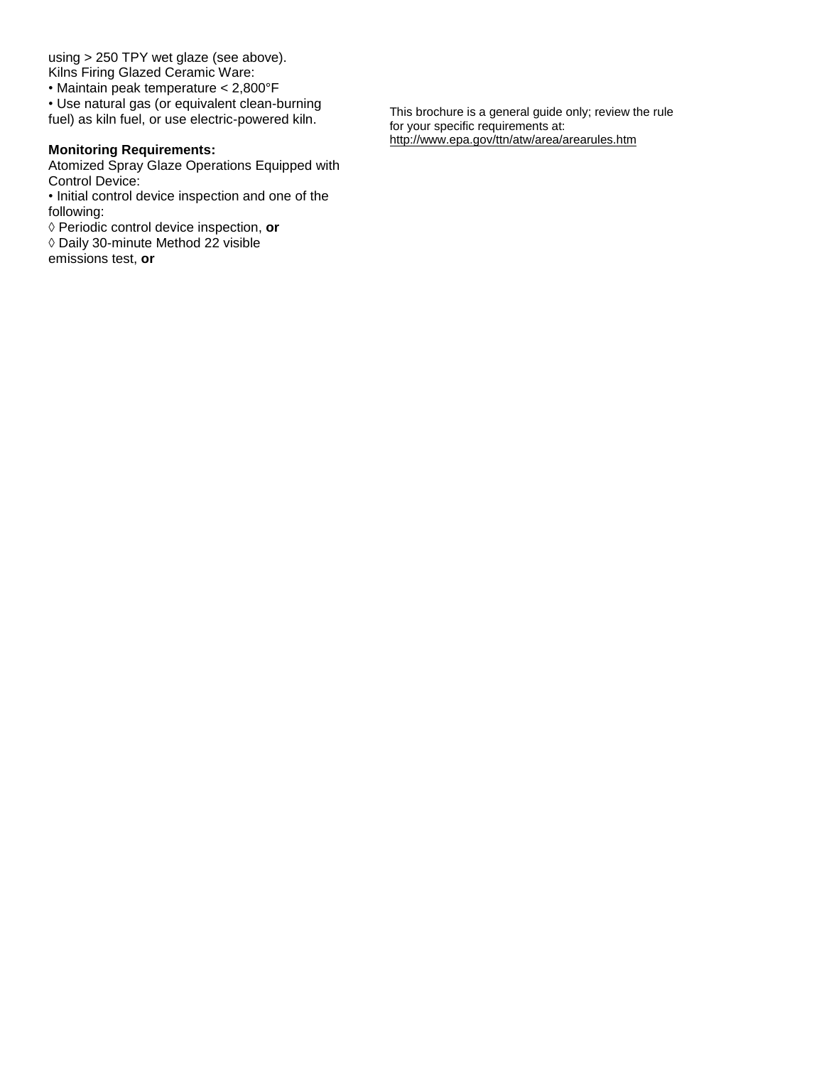using > 250 TPY wet glaze (see above).

Kilns Firing Glazed Ceramic Ware:

- Maintain peak temperature < 2,800°F
- Use natural gas (or equivalent clean-burning fuel) as kiln fuel, or use electric-powered kiln.

**Monitoring Requirements:**

Atomized Spray Glaze Operations Equipped with Control Device:

- Initial control device inspection and one of the following:
  - ◊ Periodic control device inspection, **or**
  - ◊ Daily 30-minute Method 22 visible emissions test, **or**

This brochure is a general guide only; review the rule for your specific requirements at:
http://www.epa.gov/ttn/atw/area/arearules.htm